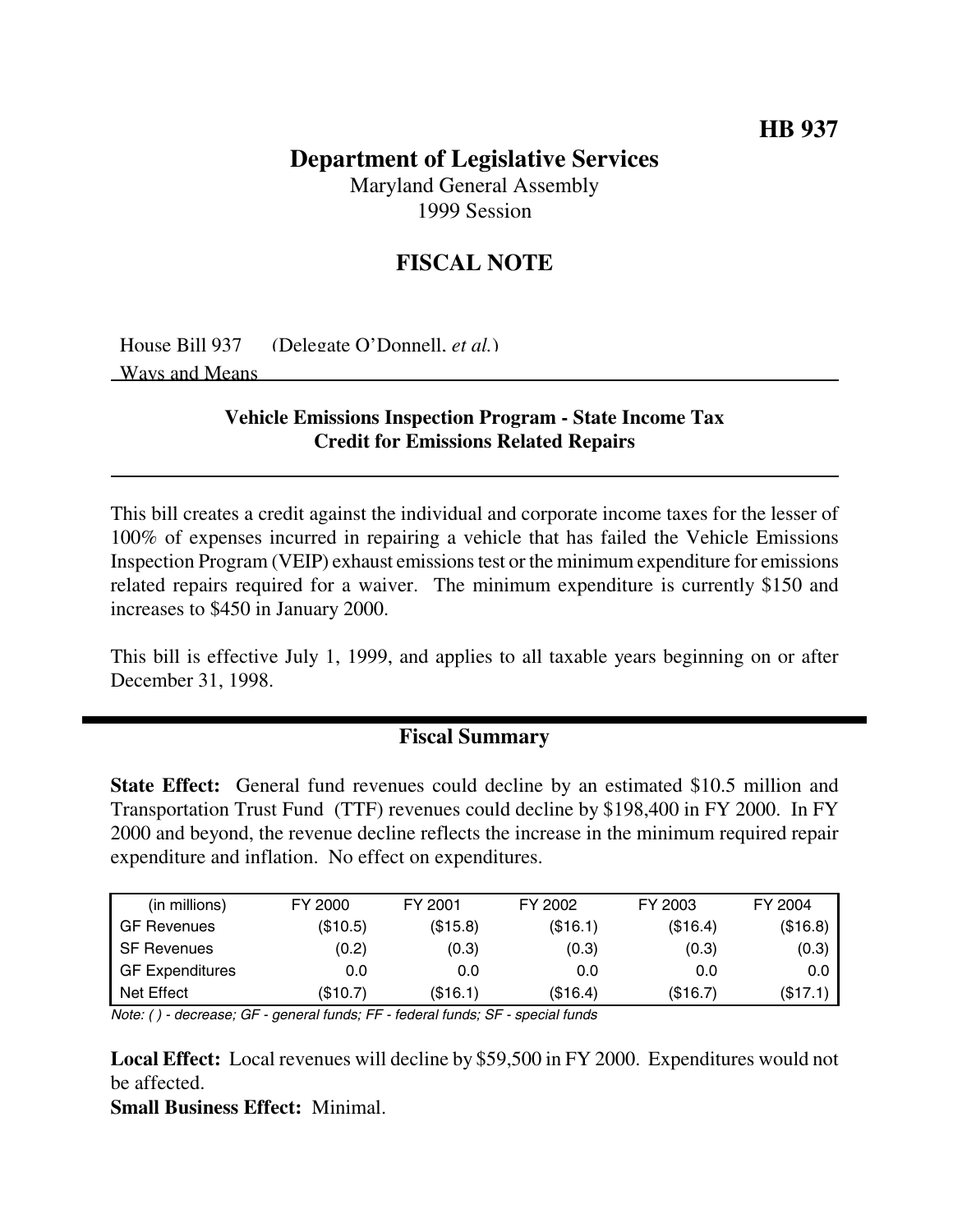**HB 937**

# Department of Legislative Services

Maryland General Assembly
1999 Session

## FISCAL NOTE

House Bill 937 (Delegate O'Donnell, *et al.*)
Ways and Means

### Vehicle Emissions Inspection Program - State Income Tax Credit for Emissions Related Repairs

This bill creates a credit against the individual and corporate income taxes for the lesser of 100% of expenses incurred in repairing a vehicle that has failed the Vehicle Emissions Inspection Program (VEIP) exhaust emissions test or the minimum expenditure for emissions related repairs required for a waiver. The minimum expenditure is currently $150 and increases to $450 in January 2000.

This bill is effective July 1, 1999, and applies to all taxable years beginning on or after December 31, 1998.

## Fiscal Summary

**State Effect:** General fund revenues could decline by an estimated $10.5 million and Transportation Trust Fund (TTF) revenues could decline by $198,400 in FY 2000. In FY 2000 and beyond, the revenue decline reflects the increase in the minimum required repair expenditure and inflation. No effect on expenditures.

| (in millions) | FY 2000 | FY 2001 | FY 2002 | FY 2003 | FY 2004 |
|---|---|---|---|---|---|
| GF Revenues | ($10.5) | ($15.8) | ($16.1) | ($16.4) | ($16.8) |
| SF Revenues | (0.2) | (0.3) | (0.3) | (0.3) | (0.3) |
| GF Expenditures | 0.0 | 0.0 | 0.0 | 0.0 | 0.0 |
| Net Effect | ($10.7) | ($16.1) | ($16.4) | ($16.7) | ($17.1) |

*Note: ( ) - decrease; GF - general funds; FF - federal funds; SF - special funds*

**Local Effect:** Local revenues will decline by $59,500 in FY 2000. Expenditures would not be affected.

**Small Business Effect:** Minimal.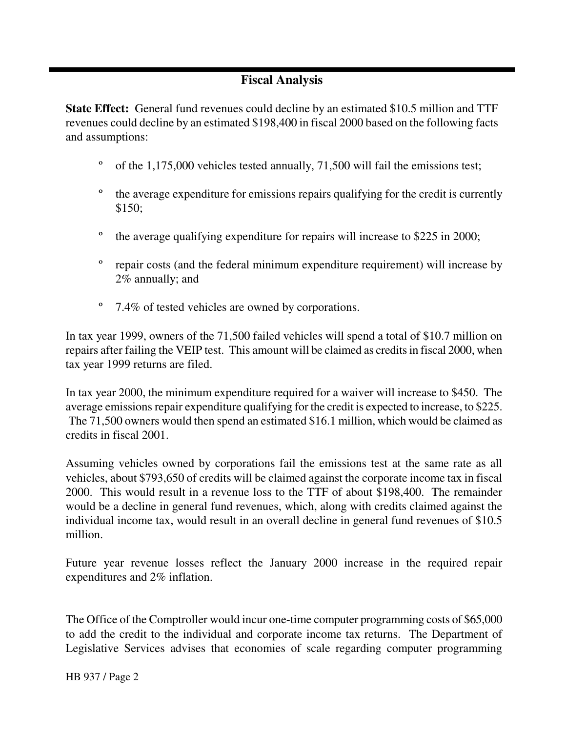## Fiscal Analysis

**State Effect:** General fund revenues could decline by an estimated $10.5 million and TTF revenues could decline by an estimated $198,400 in fiscal 2000 based on the following facts and assumptions:

- of the 1,175,000 vehicles tested annually, 71,500 will fail the emissions test;
- the average expenditure for emissions repairs qualifying for the credit is currently $150;
- the average qualifying expenditure for repairs will increase to $225 in 2000;
- repair costs (and the federal minimum expenditure requirement) will increase by 2% annually; and
- 7.4% of tested vehicles are owned by corporations.

In tax year 1999, owners of the 71,500 failed vehicles will spend a total of $10.7 million on repairs after failing the VEIP test. This amount will be claimed as credits in fiscal 2000, when tax year 1999 returns are filed.

In tax year 2000, the minimum expenditure required for a waiver will increase to $450. The average emissions repair expenditure qualifying for the credit is expected to increase, to $225. The 71,500 owners would then spend an estimated $16.1 million, which would be claimed as credits in fiscal 2001.

Assuming vehicles owned by corporations fail the emissions test at the same rate as all vehicles, about $793,650 of credits will be claimed against the corporate income tax in fiscal 2000. This would result in a revenue loss to the TTF of about $198,400. The remainder would be a decline in general fund revenues, which, along with credits claimed against the individual income tax, would result in an overall decline in general fund revenues of $10.5 million.

Future year revenue losses reflect the January 2000 increase in the required repair expenditures and 2% inflation.

The Office of the Comptroller would incur one-time computer programming costs of $65,000 to add the credit to the individual and corporate income tax returns. The Department of Legislative Services advises that economies of scale regarding computer programming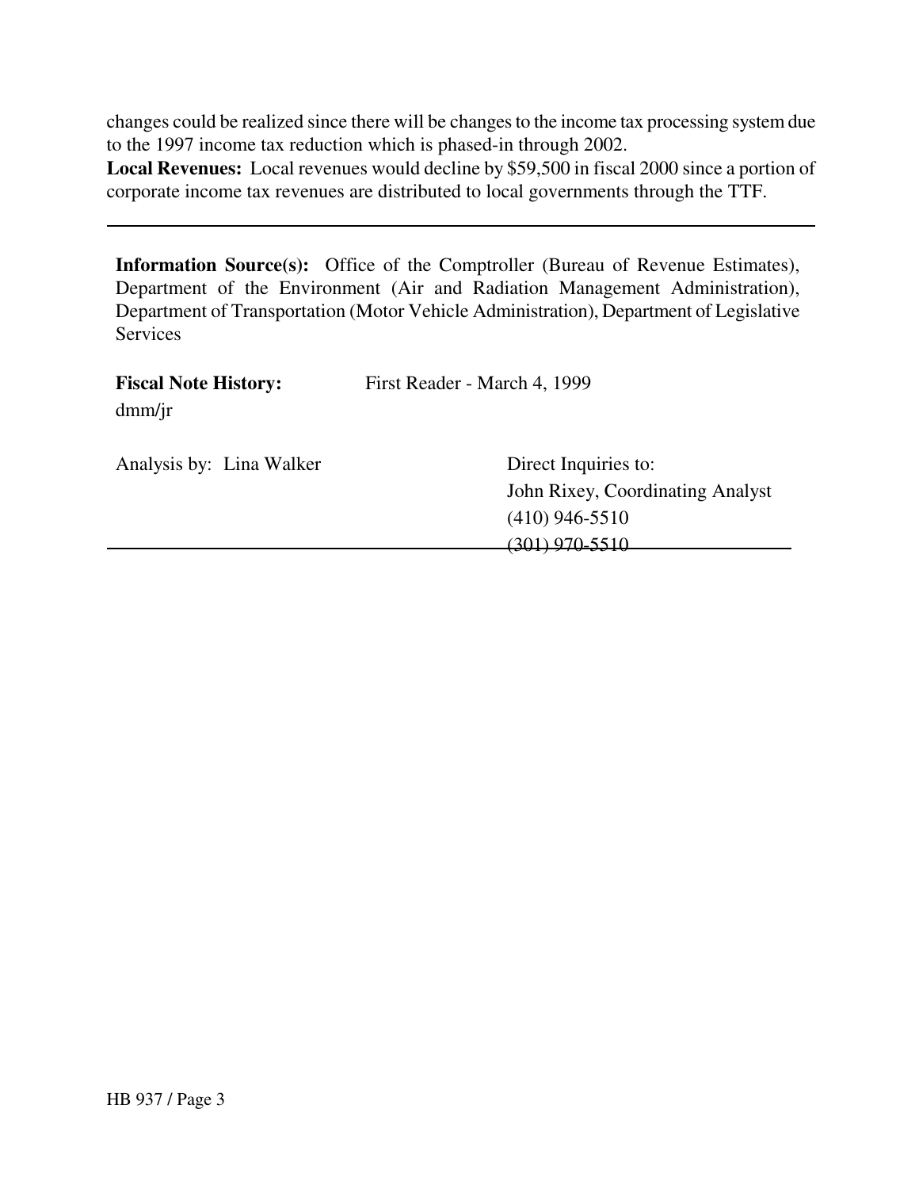changes could be realized since there will be changes to the income tax processing system due to the 1997 income tax reduction which is phased-in through 2002.

**Local Revenues:** Local revenues would decline by $59,500 in fiscal 2000 since a portion of corporate income tax revenues are distributed to local governments through the TTF.

---

**Information Source(s):** Office of the Comptroller (Bureau of Revenue Estimates), Department of the Environment (Air and Radiation Management Administration), Department of Transportation (Motor Vehicle Administration), Department of Legislative Services

**Fiscal Note History:** First Reader - March 4, 1999
dmm/jr

Analysis by: Lina Walker

Direct Inquiries to:
John Rixey, Coordinating Analyst
(410) 946-5510
(301) 970-5510